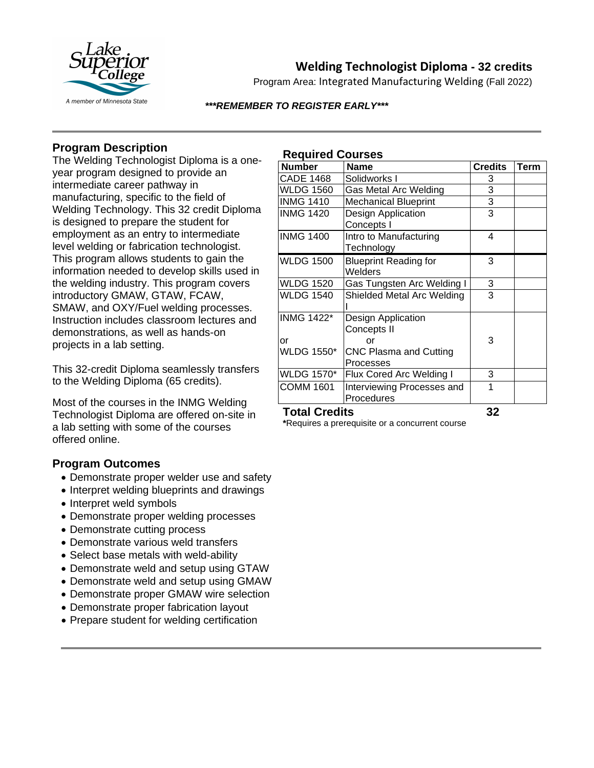Lake Superior College

A member of Minnesota State

# Welding Technologist Diploma - 32 credits

Program Area: Integrated Manufacturing Welding (Fall 2022)

***REMEMBER TO REGISTER EARLY***

## Program Description

The Welding Technologist Diploma is a one-year program designed to provide an intermediate career pathway in manufacturing, specific to the field of Welding Technology. This 32 credit Diploma is designed to prepare the student for employment as an entry to intermediate level welding or fabrication technologist. This program allows students to gain the information needed to develop skills used in the welding industry. This program covers introductory GMAW, GTAW, FCAW, SMAW, and OXY/Fuel welding processes. Instruction includes classroom lectures and demonstrations, as well as hands-on projects in a lab setting.

This 32-credit Diploma seamlessly transfers to the Welding Diploma (65 credits).

Most of the courses in the INMG Welding Technologist Diploma are offered on-site in a lab setting with some of the courses offered online.

## Program Outcomes

- Demonstrate proper welder use and safety
- Interpret welding blueprints and drawings
- Interpret weld symbols
- Demonstrate proper welding processes
- Demonstrate cutting process
- Demonstrate various weld transfers
- Select base metals with weld-ability
- Demonstrate weld and setup using GTAW
- Demonstrate weld and setup using GMAW
- Demonstrate proper GMAW wire selection
- Demonstrate proper fabrication layout
- Prepare student for welding certification

## Required Courses

| Number | Name | Credits | Term |
|---|---|---|---|
| CADE 1468 | Solidworks I | 3 | |
| WLDG 1560 | Gas Metal Arc Welding | 3 | |
| INMG 1410 | Mechanical Blueprint | 3 | |
| INMG 1420 | Design Application Concepts I | 3 | |
| INMG 1400 | Intro to Manufacturing Technology | 4 | |
| WLDG 1500 | Blueprint Reading for Welders | 3 | |
| WLDG 1520 | Gas Tungsten Arc Welding I | 3 | |
| WLDG 1540 | Shielded Metal Arc Welding I | 3 | |
| INMG 1422* or WLDG 1550* | Design Application Concepts II or CNC Plasma and Cutting Processes | 3 | |
| WLDG 1570* | Flux Cored Arc Welding I | 3 | |
| COMM 1601 | Interviewing Processes and Procedures | 1 | |
| **Total Credits** | | **32** | |

***Requires a prerequisite or a concurrent course**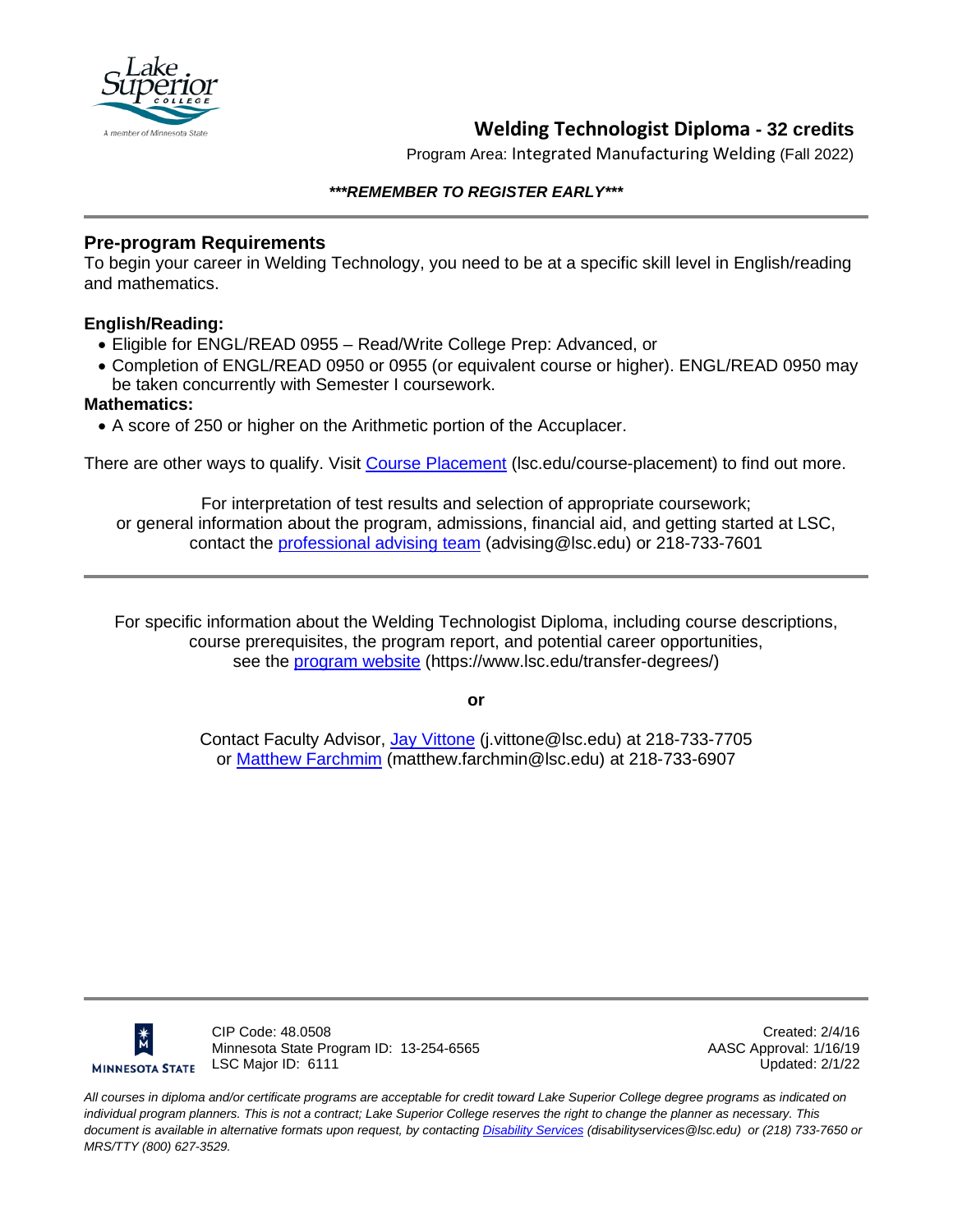## Welding Technologist Diploma - 32 credits

Program Area: Integrated Manufacturing Welding (Fall 2022)

***REMEMBER TO REGISTER EARLY***

### Pre-program Requirements

To begin your career in Welding Technology, you need to be at a specific skill level in English/reading and mathematics.

**English/Reading:**

- Eligible for ENGL/READ 0955 – Read/Write College Prep: Advanced, or
- Completion of ENGL/READ 0950 or 0955 (or equivalent course or higher). ENGL/READ 0950 may be taken concurrently with Semester I coursework.

**Mathematics:**

- A score of 250 or higher on the Arithmetic portion of the Accuplacer.

There are other ways to qualify. Visit Course Placement (lsc.edu/course-placement) to find out more.

For interpretation of test results and selection of appropriate coursework; or general information about the program, admissions, financial aid, and getting started at LSC, contact the professional advising team (advising@lsc.edu) or 218-733-7601

For specific information about the Welding Technologist Diploma, including course descriptions, course prerequisites, the program report, and potential career opportunities, see the program website (https://www.lsc.edu/transfer-degrees/)

**or**

Contact Faculty Advisor, Jay Vittone (j.vittone@lsc.edu) at 218-733-7705 or Matthew Farchmim (matthew.farchmin@lsc.edu) at 218-733-6907

CIP Code: 48.0508
Minnesota State Program ID: 13-254-6565
LSC Major ID: 6111

Created: 2/4/16
AASC Approval: 1/16/19
Updated: 2/1/22

*All courses in diploma and/or certificate programs are acceptable for credit toward Lake Superior College degree programs as indicated on individual program planners. This is not a contract; Lake Superior College reserves the right to change the planner as necessary. This document is available in alternative formats upon request, by contacting Disability Services (disabilityservices@lsc.edu) or (218) 733-7650 or MRS/TTY (800) 627-3529.*